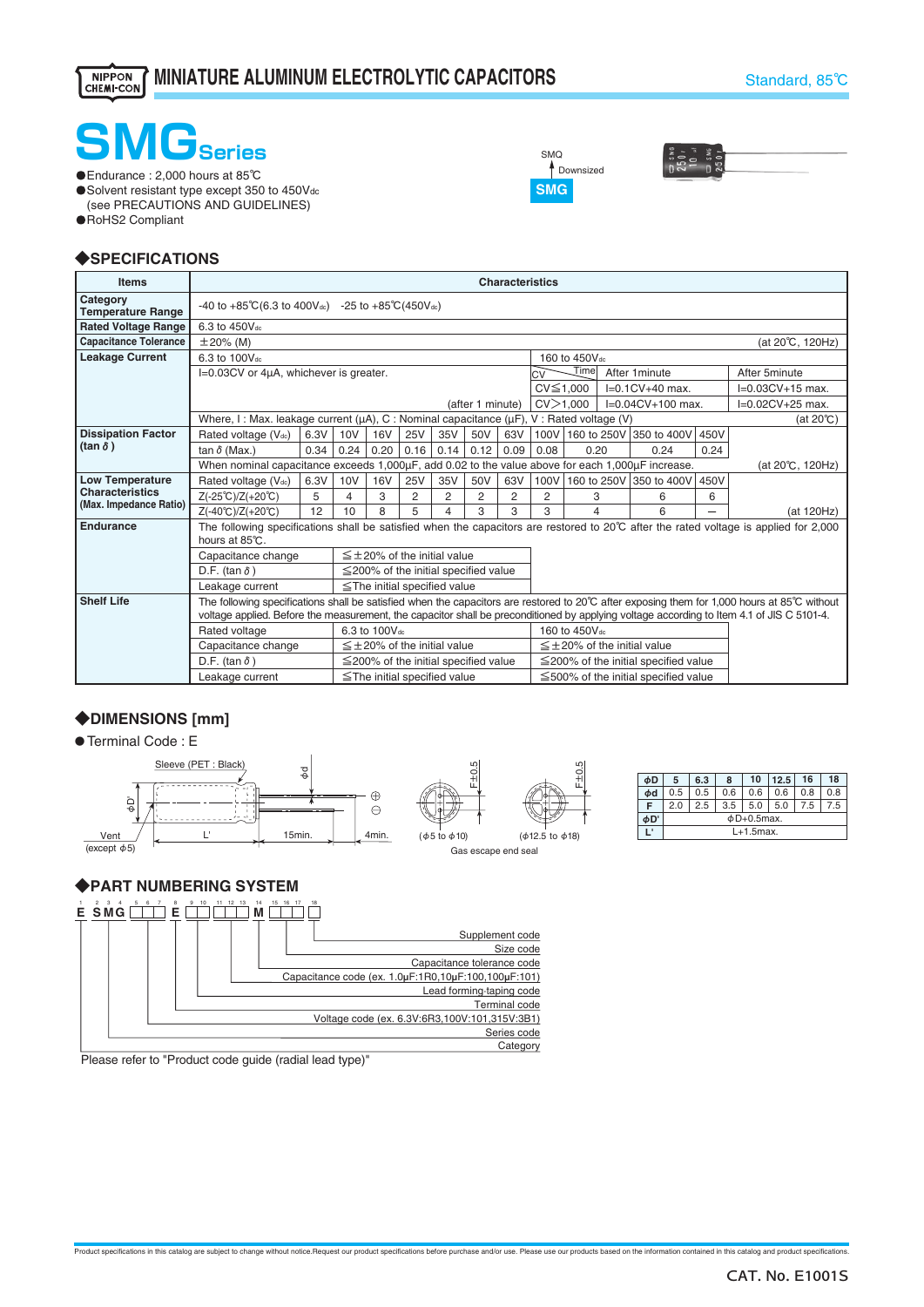NIPPON CHEMI-CON

# MINIATURE ALUMINUM ELECTROLYTIC CAPACITORS

Standard, 85℃

# SMG Series

- Endurance : 2,000 hours at 85℃
- Solvent resistant type except 350 to 450Vdc (see PRECAUTIONS AND GUIDELINES)
- RoHS2 Compliant

SMQ → Downsized → SMG

## ◆SPECIFICATIONS

| Items | Characteristics | | | | | | | | | | | | |
|---|---|---|---|---|---|---|---|---|---|---|---|---|---|
| Category Temperature Range | -40 to +85℃(6.3 to 400Vdc) -25 to +85℃(450Vdc) | | | | | | | | | | | | |
| Rated Voltage Range | 6.3 to 450Vdc | | | | | | | | | | | | |
| Capacitance Tolerance | ±20% (M) (at 20℃, 120Hz) | | | | | | | | | | | | |
| Leakage Current | 6.3 to 100Vdc: I=0.03CV or 4μA, whichever is greater. (after 1 minute) | | | | | | | | 160 to 450Vdc: CV≦1,000: After 1minute I=0.1CV+40 max., After 5minute I=0.03CV+15 max.; CV>1,000: After 1minute I=0.04CV+100 max., After 5minute I=0.02CV+25 max. | | | | |
| | Where, I : Max. leakage current (μA), C : Nominal capacitance (μF), V : Rated voltage (V) (at 20℃) | | | | | | | | | | | | |
| Dissipation Factor (tan δ) | Rated voltage (Vdc) | 6.3V | 10V | 16V | 25V | 35V | 50V | 63V | 100V | 160 to 250V | 350 to 400V | 450V | |
| | tan δ (Max.) | 0.34 | 0.24 | 0.20 | 0.16 | 0.14 | 0.12 | 0.09 | 0.08 | 0.20 | 0.24 | 0.24 | |
| | When nominal capacitance exceeds 1,000μF, add 0.02 to the value above for each 1,000μF increase. (at 20℃, 120Hz) | | | | | | | | | | | | |
| Low Temperature Characteristics (Max. Impedance Ratio) | Rated voltage (Vdc) | 6.3V | 10V | 16V | 25V | 35V | 50V | 63V | 100V | 160 to 250V | 350 to 400V | 450V | |
| | Z(-25℃)/Z(+20℃) | 5 | 4 | 3 | 2 | 2 | 2 | 2 | 2 | 3 | 6 | 6 | |
| | Z(-40℃)/Z(+20℃) | 12 | 10 | 8 | 5 | 4 | 3 | 3 | 3 | 4 | 6 | — | (at 120Hz) |
| Endurance | The following specifications shall be satisfied when the capacitors are restored to 20℃ after the rated voltage is applied for 2,000 hours at 85℃. | | | | | | | | | | | | |
| | Capacitance change: ≦±20% of the initial value | | | | | | | | | | | | |
| | D.F. (tan δ): ≦200% of the initial specified value | | | | | | | | | | | | |
| | Leakage current: ≦The initial specified value | | | | | | | | | | | | |
| Shelf Life | The following specifications shall be satisfied when the capacitors are restored to 20℃ after exposing them for 1,000 hours at 85℃ without voltage applied. Before the measurement, the capacitor shall be preconditioned by applying voltage according to Item 4.1 of JIS C 5101-4. | | | | | | | | | | | | |
| | Rated voltage: 6.3 to 100Vdc / 160 to 450Vdc | | | | | | | | | | | | |
| | Capacitance change: ≦±20% of the initial value / ≦±20% of the initial value | | | | | | | | | | | | |
| | D.F. (tan δ): ≦200% of the initial specified value / ≦200% of the initial specified value | | | | | | | | | | | | |
| | Leakage current: ≦The initial specified value / ≦500% of the initial specified value | | | | | | | | | | | | |

## ◆DIMENSIONS [mm]

- Terminal Code : E

Sleeve (PET : Black), φD', φd, Vent (except φ5), L', 15min., 4min., F±0.5, (φ5 to φ10), (φ12.5 to φ18), Gas escape end seal

| φD | 5 | 6.3 | 8 | 10 | 12.5 | 16 | 18 |
|---|---|---|---|---|---|---|---|
| φd | 0.5 | 0.5 | 0.6 | 0.6 | 0.6 | 0.8 | 0.8 |
| F | 2.0 | 2.5 | 3.5 | 5.0 | 5.0 | 7.5 | 7.5 |
| φD' | φD+0.5max. | | | | | | |
| L' | L+1.5max. | | | | | | |

## ◆PART NUMBERING SYSTEM

E SMG □□□ E □□ □□□ M □□□ □

- Supplement code
- Size code
- Capacitance tolerance code
- Capacitance code (ex. 1.0μF:1R0,10μF:100,100μF:101)
- Lead forming-taping code
- Terminal code
- Voltage code (ex. 6.3V:6R3,100V:101,315V:3B1)
- Series code
- Category

Please refer to "Product code guide (radial lead type)"

Product specifications in this catalog are subject to change without notice.Request our product specifications before purchase and/or use. Please use our products based on the information contained in this catalog and product specifications.

CAT. No. E1001S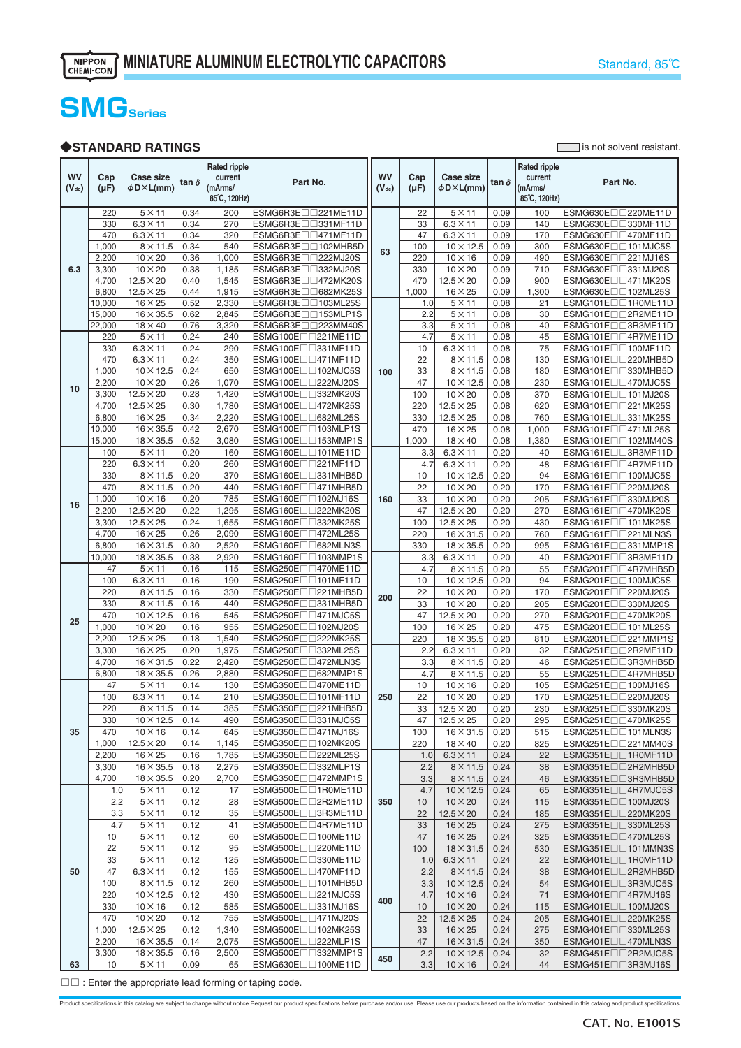# MINIATURE ALUMINUM ELECTROLYTIC CAPACITORS

Standard, 85℃

# SMG Series

## ◆STANDARD RATINGS

☐ is not solvent resistant.

| WV (Vdc) | Cap (μF) | Case size ϕD×L(mm) | tan δ | Rated ripple current (mArms/ 85℃, 120Hz) | Part No. |
|---|---|---|---|---|---|
| 6.3 | 220 | 5×11 | 0.34 | 200 | ESMG6R3E□□221ME11D |
| | 330 | 6.3×11 | 0.34 | 270 | ESMG6R3E□□331MF11D |
| | 470 | 6.3×11 | 0.34 | 320 | ESMG6R3E□□471MF11D |
| | 1,000 | 8×11.5 | 0.34 | 540 | ESMG6R3E□□102MHB5D |
| | 2,200 | 10×20 | 0.36 | 1,000 | ESMG6R3E□□222MJ20S |
| | 3,300 | 10×20 | 0.38 | 1,185 | ESMG6R3E□□332MJ20S |
| | 4,700 | 12.5×20 | 0.40 | 1,545 | ESMG6R3E□□472MK20S |
| | 6,800 | 12.5×25 | 0.44 | 1,915 | ESMG6R3E□□682MK25S |
| | 10,000 | 16×25 | 0.52 | 2,330 | ESMG6R3E□□103ML25S |
| | 15,000 | 16×35.5 | 0.62 | 2,845 | ESMG6R3E□□153MLP1S |
| | 22,000 | 18×40 | 0.76 | 3,320 | ESMG6R3E□□223MM40S |
| 10 | 220 | 5×11 | 0.24 | 240 | ESMG100E□□221ME11D |
| | 330 | 6.3×11 | 0.24 | 290 | ESMG100E□□331MF11D |
| | 470 | 6.3×11 | 0.24 | 350 | ESMG100E□□471MF11D |
| | 1,000 | 10×12.5 | 0.24 | 650 | ESMG100E□□102MJC5S |
| | 2,200 | 10×20 | 0.26 | 1,070 | ESMG100E□□222MJ20S |
| | 3,300 | 12.5×20 | 0.28 | 1,420 | ESMG100E□□332MK20S |
| | 4,700 | 12.5×25 | 0.30 | 1,780 | ESMG100E□□472MK25S |
| | 6,800 | 16×25 | 0.34 | 2,220 | ESMG100E□□682ML25S |
| | 10,000 | 16×35.5 | 0.42 | 2,670 | ESMG100E□□103MLP1S |
| | 15,000 | 18×35.5 | 0.52 | 3,080 | ESMG100E□□153MMP1S |
| 16 | 100 | 5×11 | 0.20 | 160 | ESMG160E□□101ME11D |
| | 220 | 6.3×11 | 0.20 | 260 | ESMG160E□□221MF11D |
| | 330 | 8×11.5 | 0.20 | 370 | ESMG160E□□331MHB5D |
| | 470 | 8×11.5 | 0.20 | 440 | ESMG160E□□471MHB5D |
| | 1,000 | 10×16 | 0.20 | 785 | ESMG160E□□102MJ16S |
| | 2,200 | 12.5×20 | 0.22 | 1,295 | ESMG160E□□222MK20S |
| | 3,300 | 12.5×25 | 0.24 | 1,655 | ESMG160E□□332MK25S |
| | 4,700 | 16×25 | 0.26 | 2,090 | ESMG160E□□472ML25S |
| | 6,800 | 16×31.5 | 0.30 | 2,520 | ESMG160E□□682MLN3S |
| | 10,000 | 18×35.5 | 0.38 | 2,920 | ESMG160E□□103MMP1S |
| 25 | 47 | 5×11 | 0.16 | 115 | ESMG250E□□470ME11D |
| | 100 | 6.3×11 | 0.16 | 190 | ESMG250E□□101MF11D |
| | 220 | 8×11.5 | 0.16 | 330 | ESMG250E□□221MHB5D |
| | 330 | 8×11.5 | 0.16 | 440 | ESMG250E□□331MHB5D |
| | 470 | 10×12.5 | 0.16 | 545 | ESMG250E□□471MJC5S |
| | 1,000 | 10×20 | 0.16 | 955 | ESMG250E□□102MJ20S |
| | 2,200 | 12.5×25 | 0.18 | 1,540 | ESMG250E□□222MK25S |
| | 3,300 | 16×25 | 0.20 | 1,975 | ESMG250E□□332ML25S |
| | 4,700 | 16×31.5 | 0.22 | 2,420 | ESMG250E□□472MLN3S |
| | 6,800 | 18×35.5 | 0.26 | 2,880 | ESMG250E□□682MMP1S |
| 35 | 47 | 5×11 | 0.14 | 130 | ESMG350E□□470ME11D |
| | 100 | 6.3×11 | 0.14 | 210 | ESMG350E□□101MF11D |
| | 220 | 8×11.5 | 0.14 | 385 | ESMG350E□□221MHB5D |
| | 330 | 10×12.5 | 0.14 | 490 | ESMG350E□□331MJC5S |
| | 470 | 10×16 | 0.14 | 645 | ESMG350E□□471MJ16S |
| | 1,000 | 12.5×20 | 0.14 | 1,145 | ESMG350E□□102MK20S |
| | 2,200 | 16×25 | 0.16 | 1,785 | ESMG350E□□222ML25S |
| | 3,300 | 16×35.5 | 0.18 | 2,275 | ESMG350E□□332MLP1S |
| | 4,700 | 18×35.5 | 0.20 | 2,700 | ESMG350E□□472MMP1S |
| 50 | 1.0 | 5×11 | 0.12 | 17 | ESMG500E□□1R0ME11D |
| | 2.2 | 5×11 | 0.12 | 28 | ESMG500E□□2R2ME11D |
| | 3.3 | 5×11 | 0.12 | 35 | ESMG500E□□3R3ME11D |
| | 4.7 | 5×11 | 0.12 | 41 | ESMG500E□□4R7ME11D |
| | 10 | 5×11 | 0.12 | 60 | ESMG500E□□100ME11D |
| | 22 | 5×11 | 0.12 | 95 | ESMG500E□□220ME11D |
| | 33 | 5×11 | 0.12 | 125 | ESMG500E□□330ME11D |
| | 47 | 6.3×11 | 0.12 | 155 | ESMG500E□□470MF11D |
| | 100 | 8×11.5 | 0.12 | 260 | ESMG500E□□101MHB5D |
| | 220 | 10×12.5 | 0.12 | 430 | ESMG500E□□221MJC5S |
| | 330 | 10×16 | 0.12 | 585 | ESMG500E□□331MJ16S |
| | 470 | 10×20 | 0.12 | 755 | ESMG500E□□471MJ20S |
| | 1,000 | 12.5×25 | 0.12 | 1,340 | ESMG500E□□102MK25S |
| | 2,200 | 16×35.5 | 0.14 | 2,075 | ESMG500E□□222MLP1S |
| | 3,300 | 18×35.5 | 0.16 | 2,500 | ESMG500E□□332MMP1S |
| 63 | 10 | 5×11 | 0.09 | 65 | ESMG630E□□100ME11D |
| 63 | 22 | 5×11 | 0.09 | 100 | ESMG630E□□220ME11D |
| | 33 | 6.3×11 | 0.09 | 140 | ESMG630E□□330MF11D |
| | 47 | 6.3×11 | 0.09 | 170 | ESMG630E□□470MF11D |
| | 100 | 10×12.5 | 0.09 | 300 | ESMG630E□□101MJC5S |
| | 220 | 10×16 | 0.09 | 490 | ESMG630E□□221MJ16S |
| | 330 | 10×20 | 0.09 | 710 | ESMG630E□□331MJ20S |
| | 470 | 12.5×20 | 0.09 | 900 | ESMG630E□□471MK20S |
| | 1,000 | 16×25 | 0.09 | 1,300 | ESMG630E□□102ML25S |
| 100 | 1.0 | 5×11 | 0.08 | 21 | ESMG101E□□1R0ME11D |
| | 2.2 | 5×11 | 0.08 | 30 | ESMG101E□□2R2ME11D |
| | 3.3 | 5×11 | 0.08 | 40 | ESMG101E□□3R3ME11D |
| | 4.7 | 5×11 | 0.08 | 45 | ESMG101E□□4R7ME11D |
| | 10 | 6.3×11 | 0.08 | 75 | ESMG101E□□100MF11D |
| | 22 | 8×11.5 | 0.08 | 130 | ESMG101E□□220MHB5D |
| | 33 | 8×11.5 | 0.08 | 180 | ESMG101E□□330MHB5D |
| | 47 | 10×12.5 | 0.08 | 230 | ESMG101E□□470MJC5S |
| | 100 | 10×20 | 0.08 | 370 | ESMG101E□□101MJ20S |
| | 220 | 12.5×25 | 0.08 | 620 | ESMG101E□□221MK25S |
| | 330 | 12.5×25 | 0.08 | 760 | ESMG101E□□331MK25S |
| | 470 | 16×25 | 0.08 | 1,000 | ESMG101E□□471ML25S |
| | 1,000 | 18×40 | 0.08 | 1,380 | ESMG101E□□102MM40S |
| 160 | 3.3 | 6.3×11 | 0.20 | 40 | ESMG161E□□3R3MF11D |
| | 4.7 | 6.3×11 | 0.20 | 48 | ESMG161E□□4R7MF11D |
| | 10 | 10×12.5 | 0.20 | 94 | ESMG161E□□100MJC5S |
| | 22 | 10×20 | 0.20 | 170 | ESMG161E□□220MJ20S |
| | 33 | 10×20 | 0.20 | 205 | ESMG161E□□330MJ20S |
| | 47 | 12.5×20 | 0.20 | 270 | ESMG161E□□470MK20S |
| | 100 | 12.5×25 | 0.20 | 430 | ESMG161E□□101MK25S |
| | 220 | 16×31.5 | 0.20 | 760 | ESMG161E□□221MLN3S |
| | 330 | 18×35.5 | 0.20 | 995 | ESMG161E□□331MMP1S |
| 200 | 3.3 | 6.3×11 | 0.20 | 40 | ESMG201E□□3R3MF11D |
| | 4.7 | 8×11.5 | 0.20 | 55 | ESMG201E□□4R7MHB5D |
| | 10 | 10×12.5 | 0.20 | 94 | ESMG201E□□100MJC5S |
| | 22 | 10×20 | 0.20 | 170 | ESMG201E□□220MJ20S |
| | 33 | 10×20 | 0.20 | 205 | ESMG201E□□330MJ20S |
| | 47 | 12.5×20 | 0.20 | 270 | ESMG201E□□470MK20S |
| | 100 | 16×25 | 0.20 | 475 | ESMG201E□□101ML25S |
| | 220 | 18×35.5 | 0.20 | 810 | ESMG201E□□221MMP1S |
| 250 | 2.2 | 6.3×11 | 0.20 | 32 | ESMG251E□□2R2MF11D |
| | 3.3 | 8×11.5 | 0.20 | 46 | ESMG251E□□3R3MHB5D |
| | 4.7 | 8×11.5 | 0.20 | 55 | ESMG251E□□4R7MHB5D |
| | 10 | 10×16 | 0.20 | 105 | ESMG251E□□100MJ16S |
| | 22 | 10×20 | 0.20 | 170 | ESMG251E□□220MJ20S |
| | 33 | 12.5×20 | 0.20 | 230 | ESMG251E□□330MK20S |
| | 47 | 12.5×25 | 0.20 | 295 | ESMG251E□□470MK25S |
| | 100 | 16×31.5 | 0.20 | 515 | ESMG251E□□101MLN3S |
| | 220 | 18×40 | 0.20 | 825 | ESMG251E□□221MM40S |
| 350 | 1.0 | 6.3×11 | 0.24 | 22 | ESMG351E□□1R0MF11D |
| | 2.2 | 8×11.5 | 0.24 | 38 | ESMG351E□□2R2MHB5D |
| | 3.3 | 8×11.5 | 0.24 | 46 | ESMG351E□□3R3MHB5D |
| | 4.7 | 10×12.5 | 0.24 | 65 | ESMG351E□□4R7MJC5S |
| | 10 | 10×20 | 0.24 | 115 | ESMG351E□□100MJ20S |
| | 22 | 12.5×20 | 0.24 | 185 | ESMG351E□□220MK20S |
| | 33 | 16×25 | 0.24 | 275 | ESMG351E□□330ML25S |
| | 47 | 16×25 | 0.24 | 325 | ESMG351E□□470ML25S |
| | 100 | 18×31.5 | 0.24 | 530 | ESMG351E□□101MMN3S |
| 400 | 1.0 | 6.3×11 | 0.24 | 22 | ESMG401E□□1R0MF11D |
| | 2.2 | 8×11.5 | 0.24 | 38 | ESMG401E□□2R2MHB5D |
| | 3.3 | 10×12.5 | 0.24 | 54 | ESMG401E□□3R3MJC5S |
| | 4.7 | 10×16 | 0.24 | 71 | ESMG401E□□4R7MJ16S |
| | 10 | 10×20 | 0.24 | 115 | ESMG401E□□100MJ20S |
| | 22 | 12.5×25 | 0.24 | 205 | ESMG401E□□220MK25S |
| | 33 | 16×25 | 0.24 | 275 | ESMG401E□□330ML25S |
| | 47 | 16×31.5 | 0.24 | 350 | ESMG401E□□470MLN3S |
| 450 | 2.2 | 10×12.5 | 0.24 | 32 | ESMG451E□□2R2MJC5S |
| | 3.3 | 10×16 | 0.24 | 44 | ESMG451E□□3R3MJ16S |

□□ : Enter the appropriate lead forming or taping code.

Product specifications in this catalog are subject to change without notice.Request our product specifications before purchase and/or use. Please use our products based on the information contained in this catalog and product specifications.

CAT. No. E1001S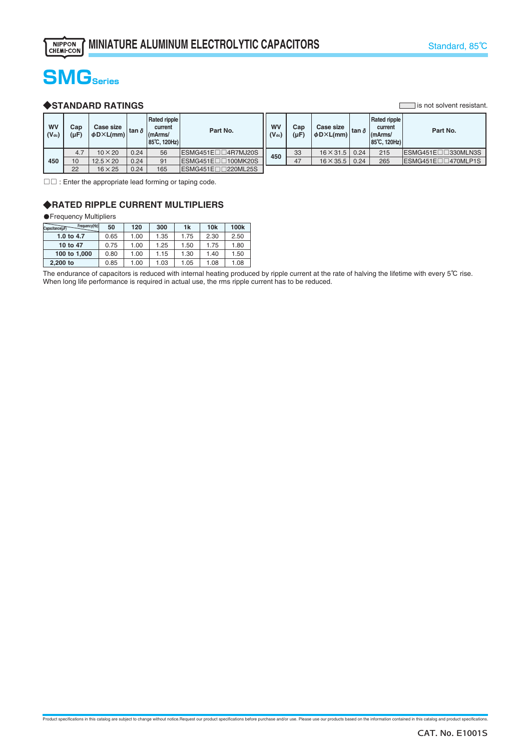# MINIATURE ALUMINUM ELECTROLYTIC CAPACITORS

Standard, 85℃

## SMG Series

### ◆STANDARD RATINGS

▭ is not solvent resistant.

| WV ($V_{dc}$) | Cap (μF) | Case size ϕD×L(mm) | tan δ | Rated ripple current (mArms/ 85℃, 120Hz) | Part No. |
|---|---|---|---|---|---|
| 450 | 4.7 | 10×20 | 0.24 | 56 | ESMG451E□□4R7MJ20S |
| | 10 | 12.5×20 | 0.24 | 91 | ESMG451E□□100MK20S |
| | 22 | 16×25 | 0.24 | 165 | ESMG451E□□220ML25S |
| | 33 | 16×31.5 | 0.24 | 215 | ESMG451E□□330MLN3S |
| | 47 | 16×35.5 | 0.24 | 265 | ESMG451E□□470MLP1S |

□□ : Enter the appropriate lead forming or taping code.

### ◆RATED RIPPLE CURRENT MULTIPLIERS

●Frequency Multipliers

| Capacitance(μF) \ Frequency(Hz) | 50 | 120 | 300 | 1k | 10k | 100k |
|---|---|---|---|---|---|---|
| 1.0 to 4.7 | 0.65 | 1.00 | 1.35 | 1.75 | 2.30 | 2.50 |
| 10 to 47 | 0.75 | 1.00 | 1.25 | 1.50 | 1.75 | 1.80 |
| 100 to 1,000 | 0.80 | 1.00 | 1.15 | 1.30 | 1.40 | 1.50 |
| 2,200 to | 0.85 | 1.00 | 1.03 | 1.05 | 1.08 | 1.08 |

The endurance of capacitors is reduced with internal heating produced by ripple current at the rate of halving the lifetime with every 5℃ rise. When long life performance is required in actual use, the rms ripple current has to be reduced.

Product specifications in this catalog are subject to change without notice.Request our product specifications before purchase and/or use. Please use our products based on the information contained in this catalog and product specifications.

CAT. No. E1001S